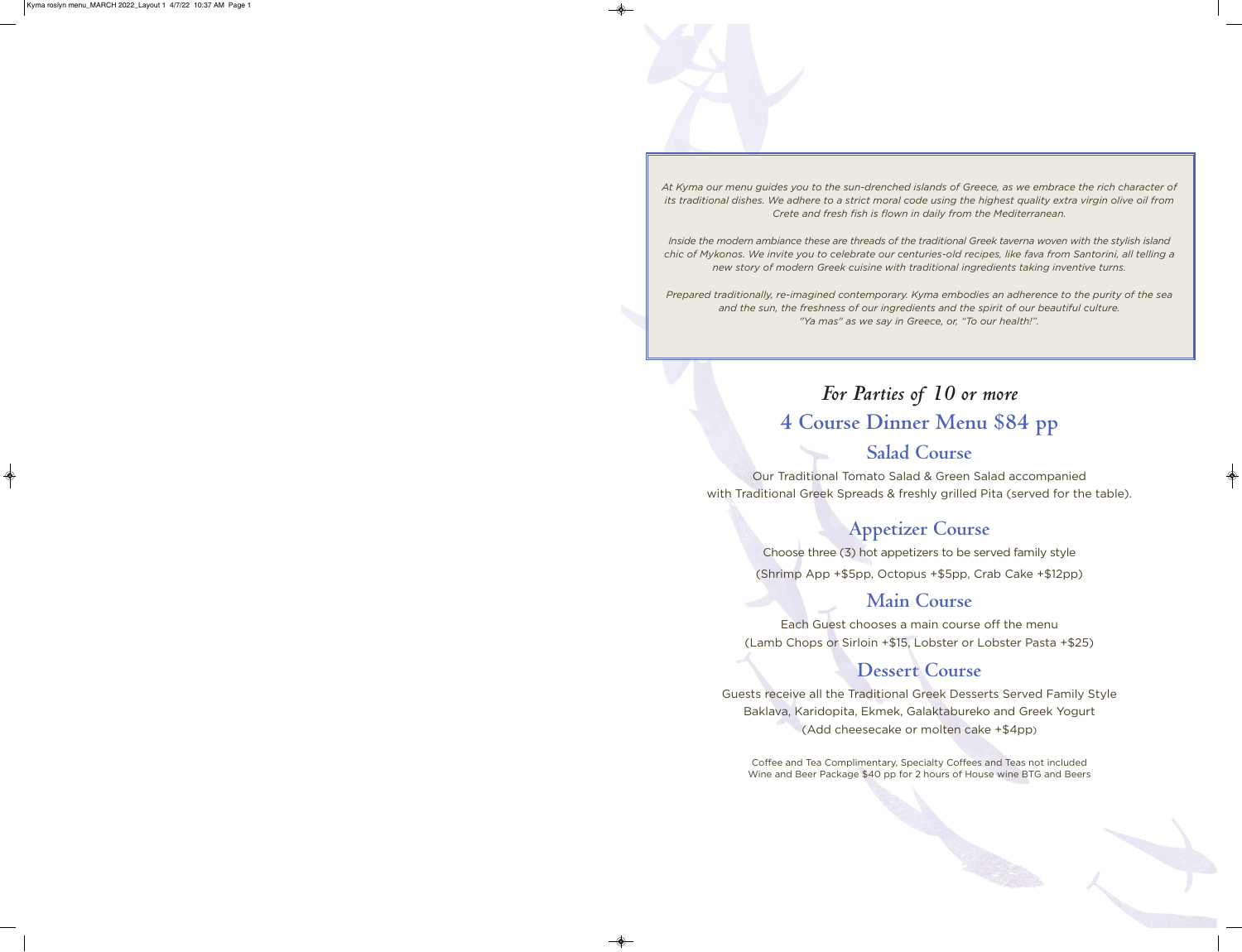*At Kyma our menu guides you to the sun-drenched islands of Greece, as we embrace the rich character of its traditional dishes. We adhere to a strict moral code using the highest quality extra virgin olive oil from Crete and fresh fish is flown in daily from the Mediterranean.*

*Inside the modern ambiance these are threads of the traditional Greek taverna woven with the stylish island chic of Mykonos. We invite you to celebrate our centuries-old recipes, like fava from Santorini, all telling a new story of modern Greek cuisine with traditional ingredients taking inventive turns.*

*Prepared traditionally, re-imagined contemporary. Kyma embodies an adherence to the purity of the sea and the sun, the freshness of our ingredients and the spirit of our beautiful culture. "Ya mas" as we say in Greece, or, "To our health!".*

*For Parties of 10 or more*

# 4 Course Dinner Menu $84 pp

## Salad Course

Our Traditional Tomato Salad & Green Salad accompanied with Traditional Greek Spreads & freshly grilled Pita (served for the table).

## Appetizer Course

Choose three (3) hot appetizers to be served family style

(Shrimp App +$5pp, Octopus +$5pp, Crab Cake +$12pp)

## Main Course

Each Guest chooses a main course off the menu

(Lamb Chops or Sirloin +$15, Lobster or Lobster Pasta +$25)

## Dessert Course

Guests receive all the Traditional Greek Desserts Served Family Style

Baklava, Karidopita, Ekmek, Galaktabureko and Greek Yogurt

(Add cheesecake or molten cake +$4pp)

Coffee and Tea Complimentary, Specialty Coffees and Teas not included

Wine and Beer Package $40 pp for 2 hours of House wine BTG and Beers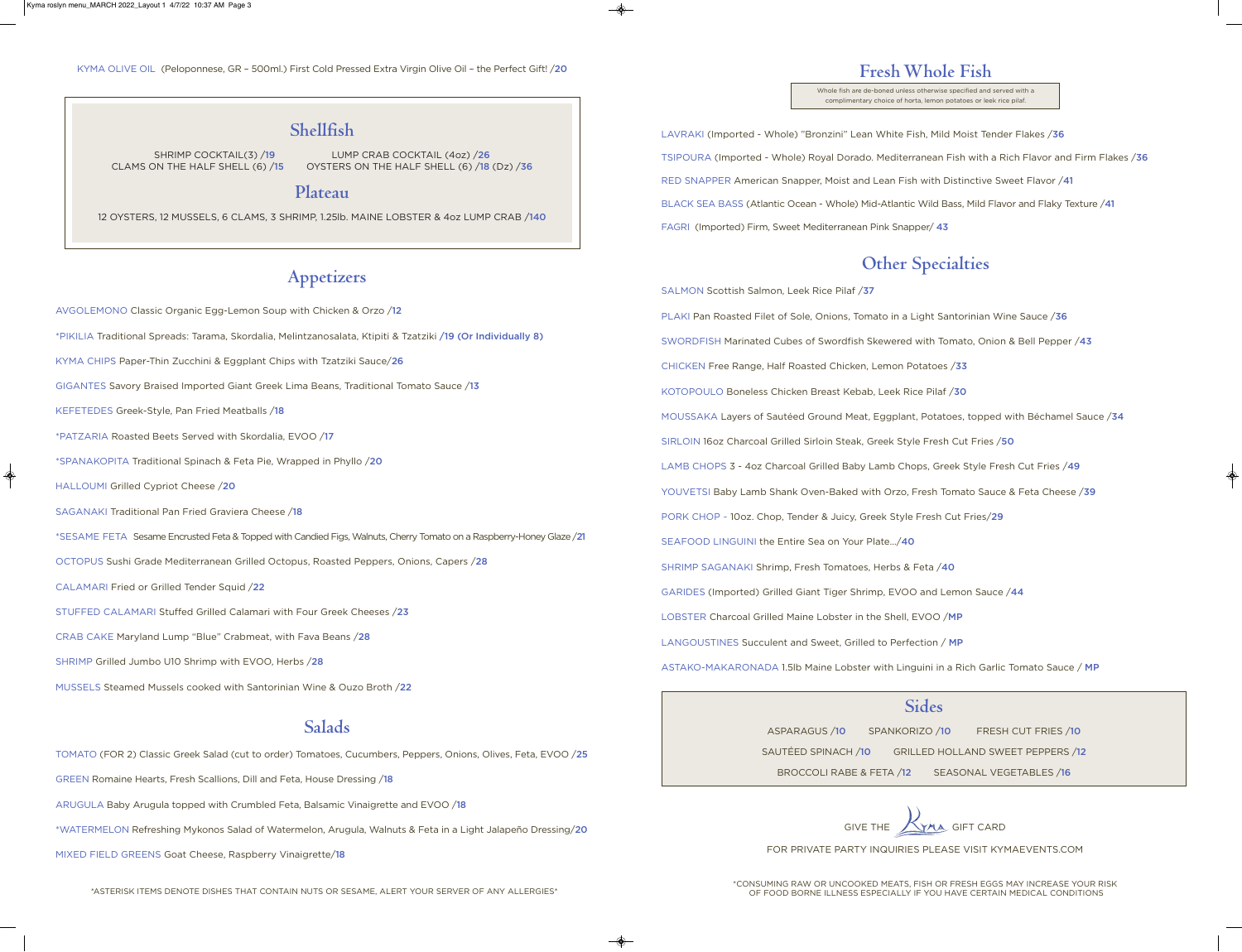KYMA OLIVE OIL (Peloponnese, GR – 500ml.) First Cold Pressed Extra Virgin Olive Oil – the Perfect Gift! /20

## Shellfish

SHRIMP COCKTAIL(3) /19
LUMP CRAB COCKTAIL (4oz) /26
CLAMS ON THE HALF SHELL (6) /15
OYSTERS ON THE HALF SHELL (6) /18 (Dz) /36

## Plateau

12 OYSTERS, 12 MUSSELS, 6 CLAMS, 3 SHRIMP, 1.25lb. MAINE LOBSTER & 4oz LUMP CRAB /140

## Appetizers

AVGOLEMONO Classic Organic Egg-Lemon Soup with Chicken & Orzo /12

*PIKILIA Traditional Spreads: Tarama, Skordalia, Melintzanosalata, Ktipiti & Tzatziki /19 (Or Individually 8)

KYMA CHIPS Paper-Thin Zucchini & Eggplant Chips with Tzatziki Sauce/26

GIGANTES Savory Braised Imported Giant Greek Lima Beans, Traditional Tomato Sauce /13

KEFETEDES Greek-Style, Pan Fried Meatballs /18

*PATZARIA Roasted Beets Served with Skordalia, EVOO /17

*SPANAKOPITA Traditional Spinach & Feta Pie, Wrapped in Phyllo /20

HALLOUMI Grilled Cypriot Cheese /20

SAGANAKI Traditional Pan Fried Graviera Cheese /18

*SESAME FETA Sesame Encrusted Feta & Topped with Candied Figs, Walnuts, Cherry Tomato on a Raspberry-Honey Glaze /21

OCTOPUS Sushi Grade Mediterranean Grilled Octopus, Roasted Peppers, Onions, Capers /28

CALAMARI Fried or Grilled Tender Squid /22

STUFFED CALAMARI Stuffed Grilled Calamari with Four Greek Cheeses /23

CRAB CAKE Maryland Lump "Blue" Crabmeat, with Fava Beans /28

SHRIMP Grilled Jumbo U10 Shrimp with EVOO, Herbs /28

MUSSELS Steamed Mussels cooked with Santorinian Wine & Ouzo Broth /22

## Salads

TOMATO (FOR 2) Classic Greek Salad (cut to order) Tomatoes, Cucumbers, Peppers, Onions, Olives, Feta, EVOO /25

GREEN Romaine Hearts, Fresh Scallions, Dill and Feta, House Dressing /18

ARUGULA Baby Arugula topped with Crumbled Feta, Balsamic Vinaigrette and EVOO /18

*WATERMELON Refreshing Mykonos Salad of Watermelon, Arugula, Walnuts & Feta in a Light Jalapeño Dressing/20

MIXED FIELD GREENS Goat Cheese, Raspberry Vinaigrette/18

*ASTERISK ITEMS DENOTE DISHES THAT CONTAIN NUTS OR SESAME, ALERT YOUR SERVER OF ANY ALLERGIES*

## Fresh Whole Fish

Whole fish are de-boned unless otherwise specified and served with a complimentary choice of horta, lemon potatoes or leek rice pilaf.

LAVRAKI (Imported - Whole) "Bronzini" Lean White Fish, Mild Moist Tender Flakes /36

TSIPOURA (Imported - Whole) Royal Dorado. Mediterranean Fish with a Rich Flavor and Firm Flakes /36

RED SNAPPER American Snapper, Moist and Lean Fish with Distinctive Sweet Flavor /41

BLACK SEA BASS (Atlantic Ocean - Whole) Mid-Atlantic Wild Bass, Mild Flavor and Flaky Texture /41

FAGRI (Imported) Firm, Sweet Mediterranean Pink Snapper/ 43

## Other Specialties

SALMON Scottish Salmon, Leek Rice Pilaf /37

PLAKI Pan Roasted Filet of Sole, Onions, Tomato in a Light Santorinian Wine Sauce /36

SWORDFISH Marinated Cubes of Swordfish Skewered with Tomato, Onion & Bell Pepper /43

CHICKEN Free Range, Half Roasted Chicken, Lemon Potatoes /33

KOTOPOULO Boneless Chicken Breast Kebab, Leek Rice Pilaf /30

MOUSSAKA Layers of Sautéed Ground Meat, Eggplant, Potatoes, topped with Béchamel Sauce /34

SIRLOIN 16oz Charcoal Grilled Sirloin Steak, Greek Style Fresh Cut Fries /50

LAMB CHOPS 3 - 4oz Charcoal Grilled Baby Lamb Chops, Greek Style Fresh Cut Fries /49

YOUVETSI Baby Lamb Shank Oven-Baked with Orzo, Fresh Tomato Sauce & Feta Cheese /39

PORK CHOP - 10oz. Chop, Tender & Juicy, Greek Style Fresh Cut Fries/29

SEAFOOD LINGUINI the Entire Sea on Your Plate.../40

SHRIMP SAGANAKI Shrimp, Fresh Tomatoes, Herbs & Feta /40

GARIDES (Imported) Grilled Giant Tiger Shrimp, EVOO and Lemon Sauce /44

LOBSTER Charcoal Grilled Maine Lobster in the Shell, EVOO /MP

LANGOUSTINES Succulent and Sweet, Grilled to Perfection / MP

ASTAKO-MAKARONADA 1.5lb Maine Lobster with Linguini in a Rich Garlic Tomato Sauce / MP

## Sides

ASPARAGUS /10
SPANKORIZO /10
FRESH CUT FRIES /10
SAUTÉED SPINACH /10
GRILLED HOLLAND SWEET PEPPERS /12
BROCCOLI RABE & FETA /12
SEASONAL VEGETABLES /16

GIVE THE KYMA GIFT CARD

FOR PRIVATE PARTY INQUIRIES PLEASE VISIT KYMAEVENTS.COM

*CONSUMING RAW OR UNCOOKED MEATS, FISH OR FRESH EGGS MAY INCREASE YOUR RISK OF FOOD BORNE ILLNESS ESPECIALLY IF YOU HAVE CERTAIN MEDICAL CONDITIONS